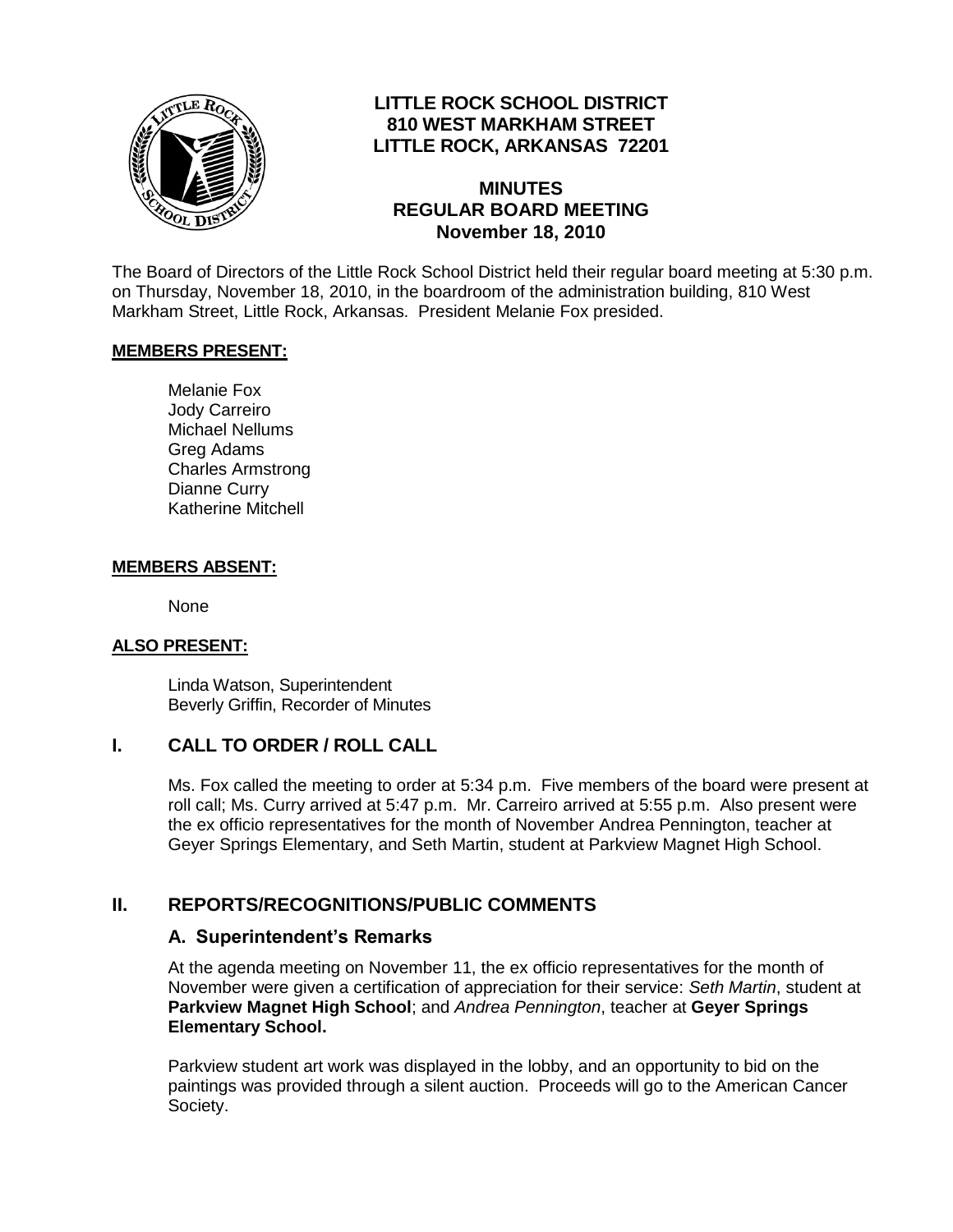# LITTLE ROCK SCHOOL DISTRICT
## 810 WEST MARKHAM STREET
## LITTLE ROCK, ARKANSAS 72201

## MINUTES
## REGULAR BOARD MEETING
## November 18, 2010

The Board of Directors of the Little Rock School District held their regular board meeting at 5:30 p.m. on Thursday, November 18, 2010, in the boardroom of the administration building, 810 West Markham Street, Little Rock, Arkansas. President Melanie Fox presided.

**MEMBERS PRESENT:**

Melanie Fox
Jody Carreiro
Michael Nellums
Greg Adams
Charles Armstrong
Dianne Curry
Katherine Mitchell

**MEMBERS ABSENT:**

None

**ALSO PRESENT:**

Linda Watson, Superintendent
Beverly Griffin, Recorder of Minutes

## I. CALL TO ORDER / ROLL CALL

Ms. Fox called the meeting to order at 5:34 p.m. Five members of the board were present at roll call; Ms. Curry arrived at 5:47 p.m. Mr. Carreiro arrived at 5:55 p.m. Also present were the ex officio representatives for the month of November Andrea Pennington, teacher at Geyer Springs Elementary, and Seth Martin, student at Parkview Magnet High School.

## II. REPORTS/RECOGNITIONS/PUBLIC COMMENTS

### A. Superintendent's Remarks

At the agenda meeting on November 11, the ex officio representatives for the month of November were given a certification of appreciation for their service: *Seth Martin*, student at **Parkview Magnet High School**; and *Andrea Pennington*, teacher at **Geyer Springs Elementary School.**

Parkview student art work was displayed in the lobby, and an opportunity to bid on the paintings was provided through a silent auction. Proceeds will go to the American Cancer Society.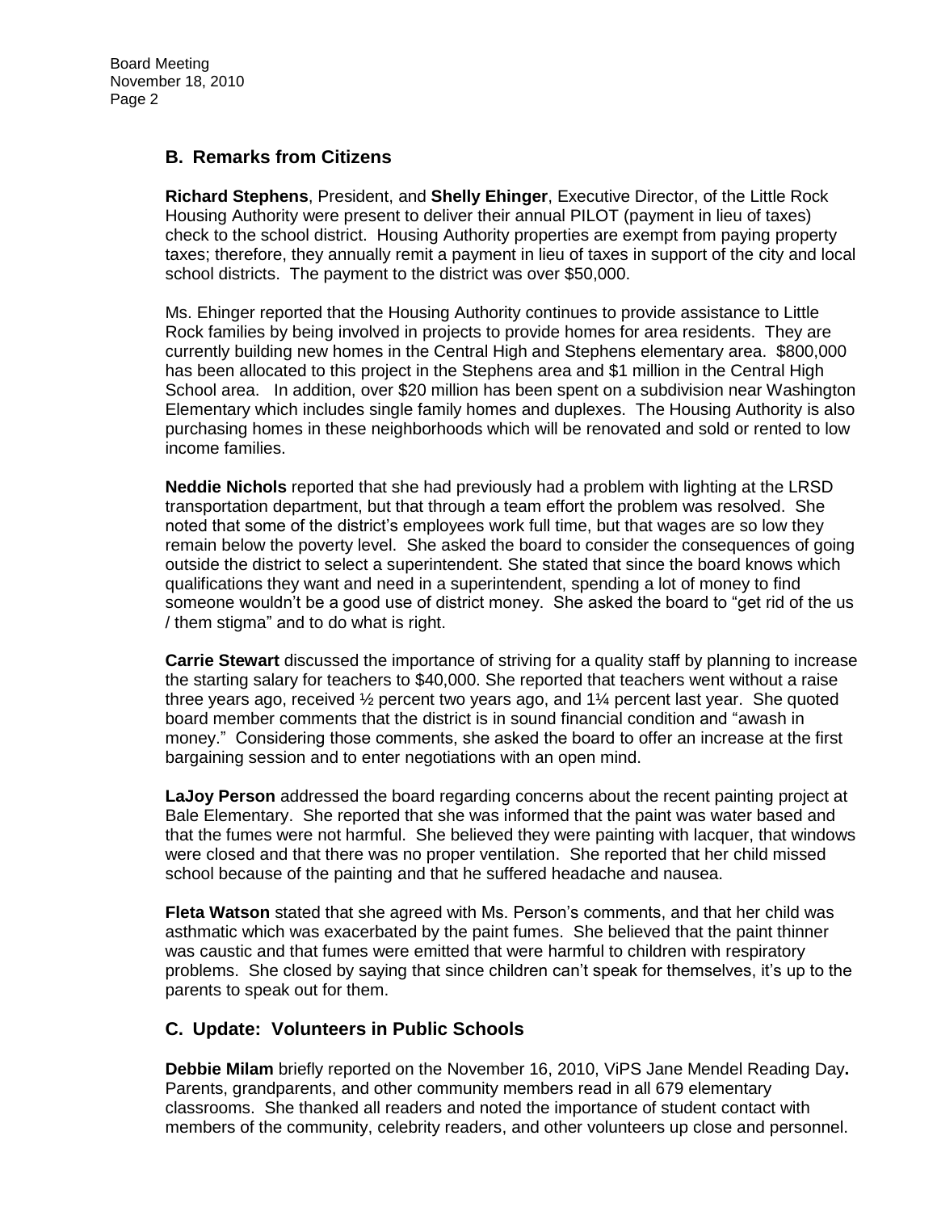## B. Remarks from Citizens

**Richard Stephens**, President, and **Shelly Ehinger**, Executive Director, of the Little Rock Housing Authority were present to deliver their annual PILOT (payment in lieu of taxes) check to the school district. Housing Authority properties are exempt from paying property taxes; therefore, they annually remit a payment in lieu of taxes in support of the city and local school districts. The payment to the district was over $50,000.

Ms. Ehinger reported that the Housing Authority continues to provide assistance to Little Rock families by being involved in projects to provide homes for area residents. They are currently building new homes in the Central High and Stephens elementary area. $800,000 has been allocated to this project in the Stephens area and $1 million in the Central High School area. In addition, over $20 million has been spent on a subdivision near Washington Elementary which includes single family homes and duplexes. The Housing Authority is also purchasing homes in these neighborhoods which will be renovated and sold or rented to low income families.

**Neddie Nichols** reported that she had previously had a problem with lighting at the LRSD transportation department, but that through a team effort the problem was resolved. She noted that some of the district's employees work full time, but that wages are so low they remain below the poverty level. She asked the board to consider the consequences of going outside the district to select a superintendent. She stated that since the board knows which qualifications they want and need in a superintendent, spending a lot of money to find someone wouldn't be a good use of district money. She asked the board to "get rid of the us / them stigma" and to do what is right.

**Carrie Stewart** discussed the importance of striving for a quality staff by planning to increase the starting salary for teachers to $40,000. She reported that teachers went without a raise three years ago, received ½ percent two years ago, and 1¼ percent last year. She quoted board member comments that the district is in sound financial condition and "awash in money." Considering those comments, she asked the board to offer an increase at the first bargaining session and to enter negotiations with an open mind.

**LaJoy Person** addressed the board regarding concerns about the recent painting project at Bale Elementary. She reported that she was informed that the paint was water based and that the fumes were not harmful. She believed they were painting with lacquer, that windows were closed and that there was no proper ventilation. She reported that her child missed school because of the painting and that he suffered headache and nausea.

**Fleta Watson** stated that she agreed with Ms. Person's comments, and that her child was asthmatic which was exacerbated by the paint fumes. She believed that the paint thinner was caustic and that fumes were emitted that were harmful to children with respiratory problems. She closed by saying that since children can't speak for themselves, it's up to the parents to speak out for them.

## C. Update: Volunteers in Public Schools

**Debbie Milam** briefly reported on the November 16, 2010, ViPS Jane Mendel Reading Day**.** Parents, grandparents, and other community members read in all 679 elementary classrooms. She thanked all readers and noted the importance of student contact with members of the community, celebrity readers, and other volunteers up close and personnel.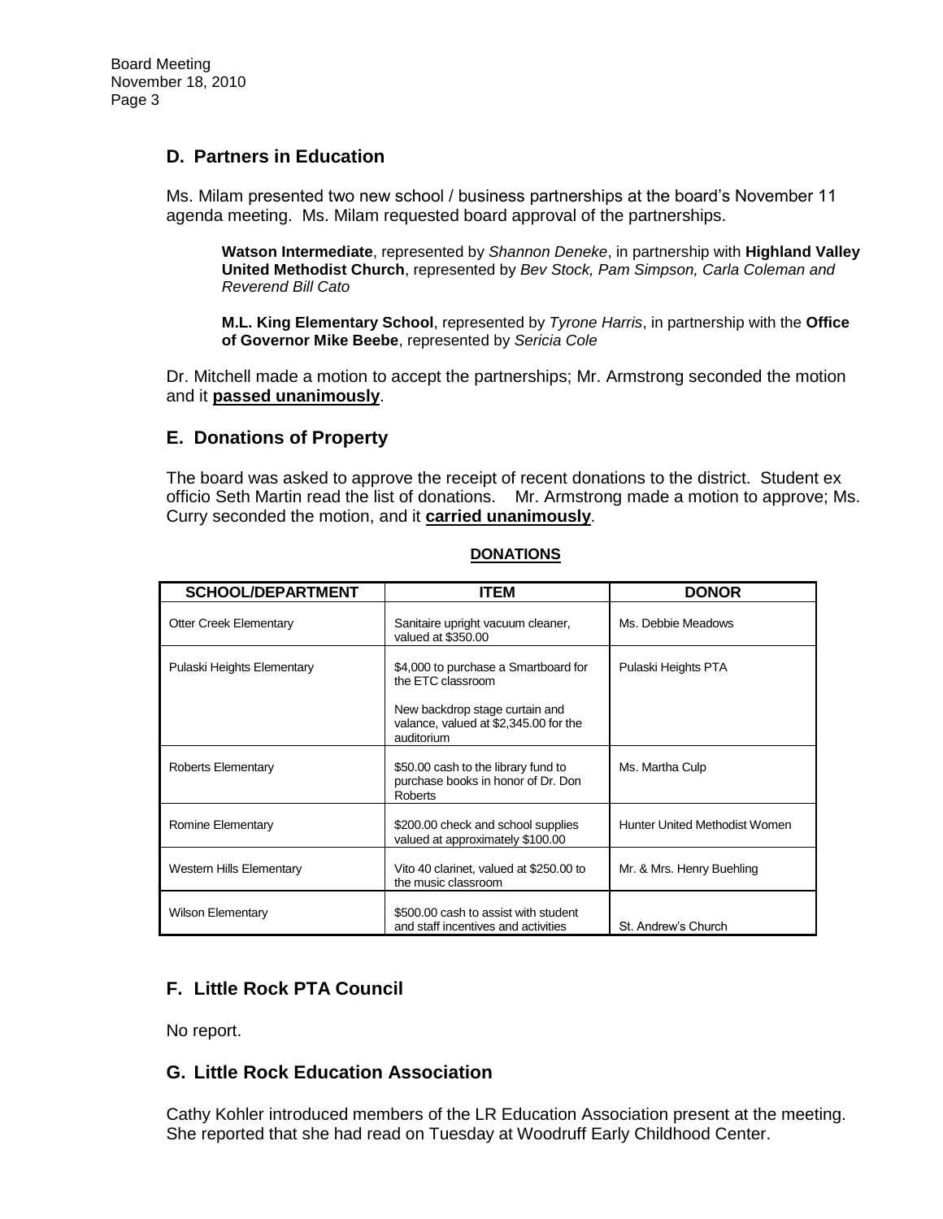## D. Partners in Education

Ms. Milam presented two new school / business partnerships at the board's November 11 agenda meeting. Ms. Milam requested board approval of the partnerships.

> **Watson Intermediate**, represented by *Shannon Deneke*, in partnership with **Highland Valley United Methodist Church**, represented by *Bev Stock, Pam Simpson, Carla Coleman and Reverend Bill Cato*
>
> **M.L. King Elementary School**, represented by *Tyrone Harris*, in partnership with the **Office of Governor Mike Beebe**, represented by *Sericia Cole*

Dr. Mitchell made a motion to accept the partnerships; Mr. Armstrong seconded the motion and it **passed unanimously**.

## E. Donations of Property

The board was asked to approve the receipt of recent donations to the district. Student ex officio Seth Martin read the list of donations. Mr. Armstrong made a motion to approve; Ms. Curry seconded the motion, and it **carried unanimously**.

**DONATIONS**

| SCHOOL/DEPARTMENT | ITEM | DONOR |
|---|---|---|
| Otter Creek Elementary | Sanitaire upright vacuum cleaner, valued at $350.00 | Ms. Debbie Meadows |
| Pulaski Heights Elementary | $4,000 to purchase a Smartboard for the ETC classroom<br><br>New backdrop stage curtain and valance, valued at $2,345.00 for the auditorium | Pulaski Heights PTA |
| Roberts Elementary | $50.00 cash to the library fund to purchase books in honor of Dr. Don Roberts | Ms. Martha Culp |
| Romine Elementary | $200.00 check and school supplies valued at approximately $100.00 | Hunter United Methodist Women |
| Western Hills Elementary | Vito 40 clarinet, valued at $250.00 to the music classroom | Mr. & Mrs. Henry Buehling |
| Wilson Elementary | $500.00 cash to assist with student and staff incentives and activities | St. Andrew's Church |

## F. Little Rock PTA Council

No report.

## G. Little Rock Education Association

Cathy Kohler introduced members of the LR Education Association present at the meeting. She reported that she had read on Tuesday at Woodruff Early Childhood Center.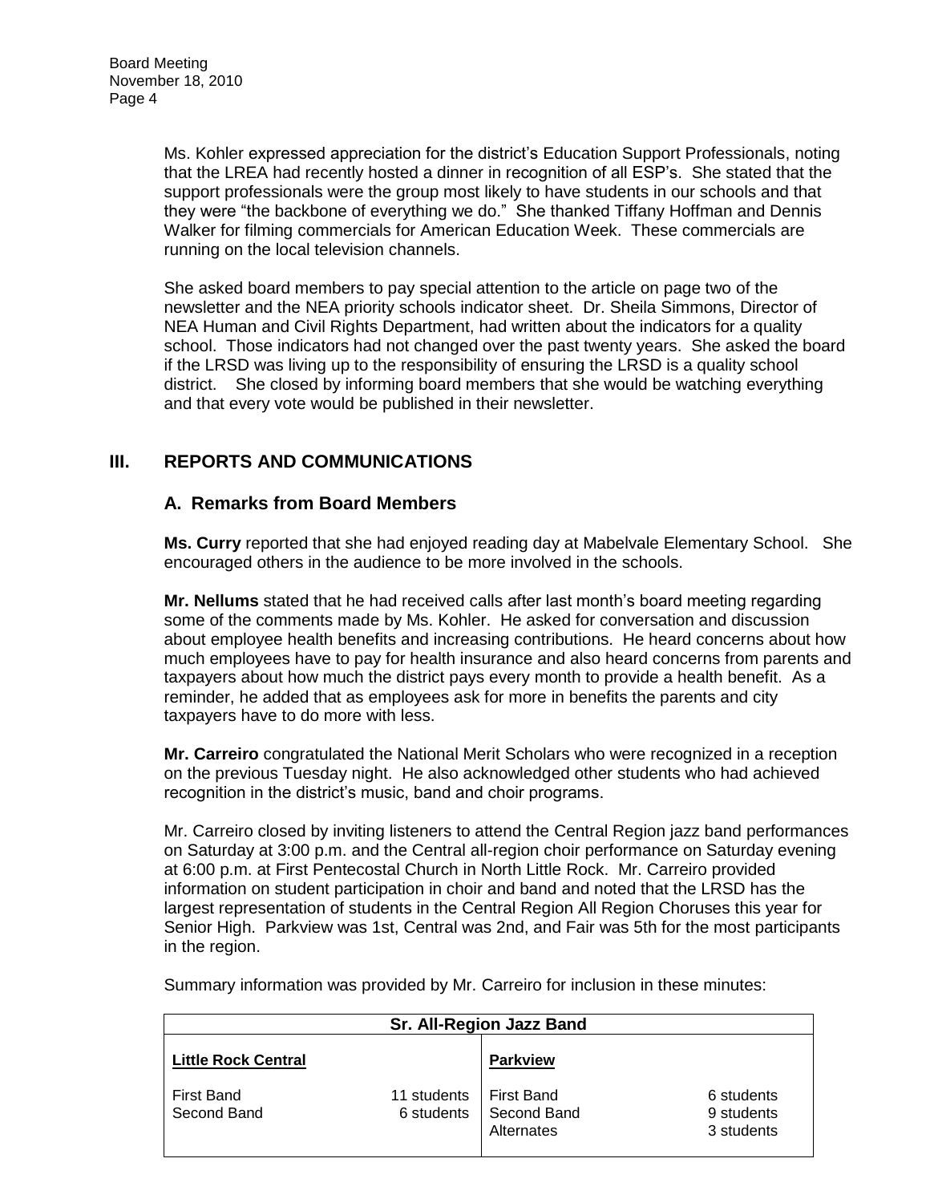Ms. Kohler expressed appreciation for the district's Education Support Professionals, noting that the LREA had recently hosted a dinner in recognition of all ESP's. She stated that the support professionals were the group most likely to have students in our schools and that they were "the backbone of everything we do." She thanked Tiffany Hoffman and Dennis Walker for filming commercials for American Education Week. These commercials are running on the local television channels.

She asked board members to pay special attention to the article on page two of the newsletter and the NEA priority schools indicator sheet. Dr. Sheila Simmons, Director of NEA Human and Civil Rights Department, had written about the indicators for a quality school. Those indicators had not changed over the past twenty years. She asked the board if the LRSD was living up to the responsibility of ensuring the LRSD is a quality school district. She closed by informing board members that she would be watching everything and that every vote would be published in their newsletter.

## III. REPORTS AND COMMUNICATIONS

### A. Remarks from Board Members

**Ms. Curry** reported that she had enjoyed reading day at Mabelvale Elementary School. She encouraged others in the audience to be more involved in the schools.

**Mr. Nellums** stated that he had received calls after last month's board meeting regarding some of the comments made by Ms. Kohler. He asked for conversation and discussion about employee health benefits and increasing contributions. He heard concerns about how much employees have to pay for health insurance and also heard concerns from parents and taxpayers about how much the district pays every month to provide a health benefit. As a reminder, he added that as employees ask for more in benefits the parents and city taxpayers have to do more with less.

**Mr. Carreiro** congratulated the National Merit Scholars who were recognized in a reception on the previous Tuesday night. He also acknowledged other students who had achieved recognition in the district's music, band and choir programs.

Mr. Carreiro closed by inviting listeners to attend the Central Region jazz band performances on Saturday at 3:00 p.m. and the Central all-region choir performance on Saturday evening at 6:00 p.m. at First Pentecostal Church in North Little Rock. Mr. Carreiro provided information on student participation in choir and band and noted that the LRSD has the largest representation of students in the Central Region All Region Choruses this year for Senior High. Parkview was 1st, Central was 2nd, and Fair was 5th for the most participants in the region.

Summary information was provided by Mr. Carreiro for inclusion in these minutes:

| Sr. All-Region Jazz Band | | | |
|---|---|---|---|
| **Little Rock Central** | | **Parkview** | |
| First Band | 11 students | First Band | 6 students |
| Second Band | 6 students | Second Band | 9 students |
| | | Alternates | 3 students |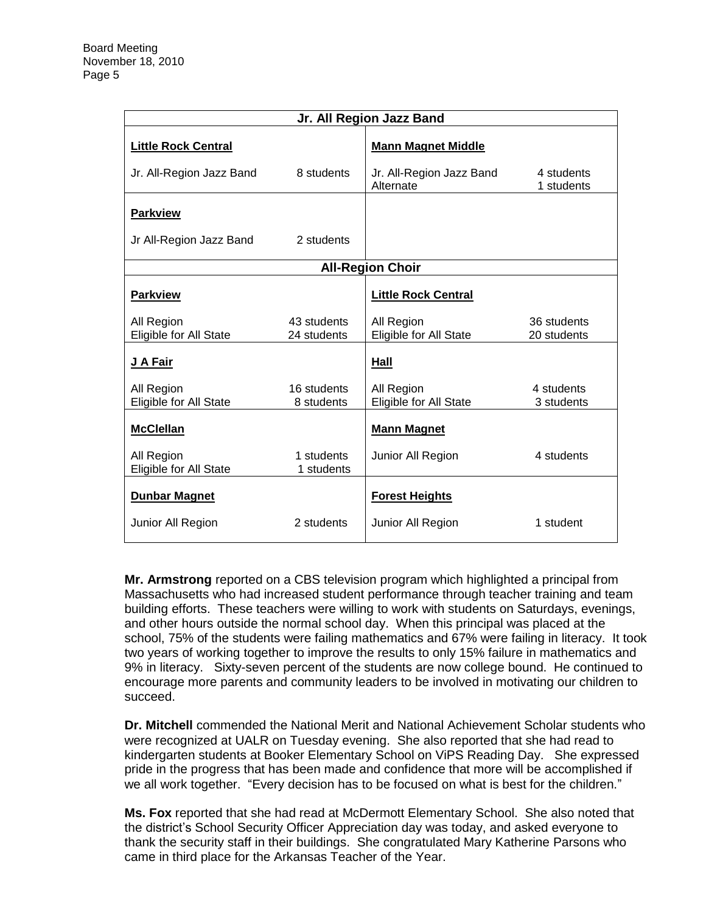| Jr. All Region Jazz Band | | | |
|---|---|---|---|
| **Little Rock Central** | | **Mann Magnet Middle** | |
| Jr. All-Region Jazz Band | 8 students | Jr. All-Region Jazz Band<br>Alternate | 4 students<br>1 students |
| **Parkview** | | | |
| Jr All-Region Jazz Band | 2 students | | |
| **All-Region Choir** | | | |
| **Parkview** | | **Little Rock Central** | |
| All Region<br>Eligible for All State | 43 students<br>24 students | All Region<br>Eligible for All State | 36 students<br>20 students |
| **J A Fair** | | **Hall** | |
| All Region<br>Eligible for All State | 16 students<br>8 students | All Region<br>Eligible for All State | 4 students<br>3 students |
| **McClellan** | | **Mann Magnet** | |
| All Region<br>Eligible for All State | 1 students<br>1 students | Junior All Region | 4 students |
| **Dunbar Magnet** | | **Forest Heights** | |
| Junior All Region | 2 students | Junior All Region | 1 student |

**Mr. Armstrong** reported on a CBS television program which highlighted a principal from Massachusetts who had increased student performance through teacher training and team building efforts. These teachers were willing to work with students on Saturdays, evenings, and other hours outside the normal school day. When this principal was placed at the school, 75% of the students were failing mathematics and 67% were failing in literacy. It took two years of working together to improve the results to only 15% failure in mathematics and 9% in literacy. Sixty-seven percent of the students are now college bound. He continued to encourage more parents and community leaders to be involved in motivating our children to succeed.

**Dr. Mitchell** commended the National Merit and National Achievement Scholar students who were recognized at UALR on Tuesday evening. She also reported that she had read to kindergarten students at Booker Elementary School on ViPS Reading Day. She expressed pride in the progress that has been made and confidence that more will be accomplished if we all work together. "Every decision has to be focused on what is best for the children."

**Ms. Fox** reported that she had read at McDermott Elementary School. She also noted that the district's School Security Officer Appreciation day was today, and asked everyone to thank the security staff in their buildings. She congratulated Mary Katherine Parsons who came in third place for the Arkansas Teacher of the Year.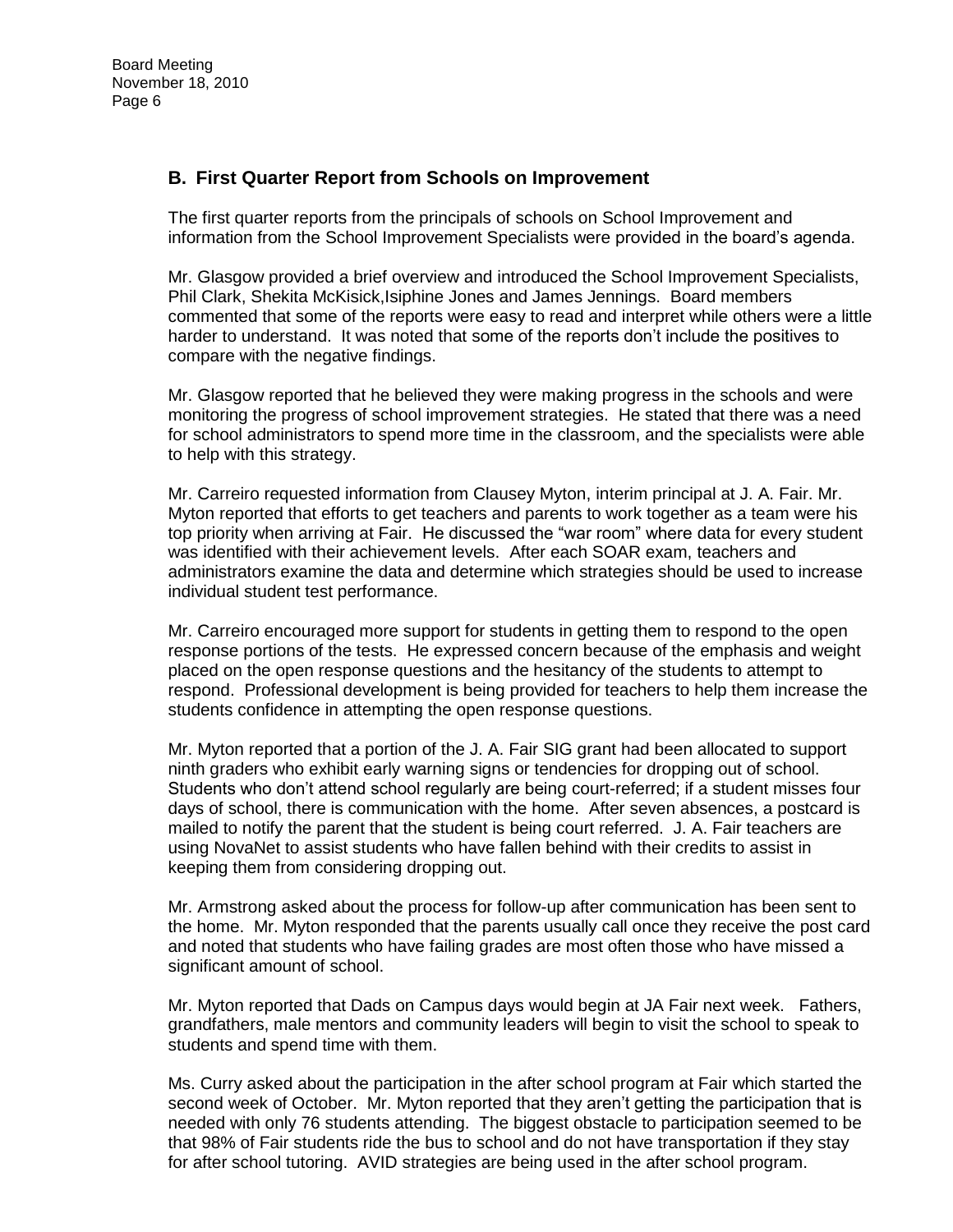## B. First Quarter Report from Schools on Improvement

The first quarter reports from the principals of schools on School Improvement and information from the School Improvement Specialists were provided in the board's agenda.

Mr. Glasgow provided a brief overview and introduced the School Improvement Specialists, Phil Clark, Shekita McKisick,Isiphine Jones and James Jennings. Board members commented that some of the reports were easy to read and interpret while others were a little harder to understand. It was noted that some of the reports don't include the positives to compare with the negative findings.

Mr. Glasgow reported that he believed they were making progress in the schools and were monitoring the progress of school improvement strategies. He stated that there was a need for school administrators to spend more time in the classroom, and the specialists were able to help with this strategy.

Mr. Carreiro requested information from Clausey Myton, interim principal at J. A. Fair. Mr. Myton reported that efforts to get teachers and parents to work together as a team were his top priority when arriving at Fair. He discussed the "war room" where data for every student was identified with their achievement levels. After each SOAR exam, teachers and administrators examine the data and determine which strategies should be used to increase individual student test performance.

Mr. Carreiro encouraged more support for students in getting them to respond to the open response portions of the tests. He expressed concern because of the emphasis and weight placed on the open response questions and the hesitancy of the students to attempt to respond. Professional development is being provided for teachers to help them increase the students confidence in attempting the open response questions.

Mr. Myton reported that a portion of the J. A. Fair SIG grant had been allocated to support ninth graders who exhibit early warning signs or tendencies for dropping out of school. Students who don't attend school regularly are being court-referred; if a student misses four days of school, there is communication with the home. After seven absences, a postcard is mailed to notify the parent that the student is being court referred. J. A. Fair teachers are using NovaNet to assist students who have fallen behind with their credits to assist in keeping them from considering dropping out.

Mr. Armstrong asked about the process for follow-up after communication has been sent to the home. Mr. Myton responded that the parents usually call once they receive the post card and noted that students who have failing grades are most often those who have missed a significant amount of school.

Mr. Myton reported that Dads on Campus days would begin at JA Fair next week. Fathers, grandfathers, male mentors and community leaders will begin to visit the school to speak to students and spend time with them.

Ms. Curry asked about the participation in the after school program at Fair which started the second week of October. Mr. Myton reported that they aren't getting the participation that is needed with only 76 students attending. The biggest obstacle to participation seemed to be that 98% of Fair students ride the bus to school and do not have transportation if they stay for after school tutoring. AVID strategies are being used in the after school program.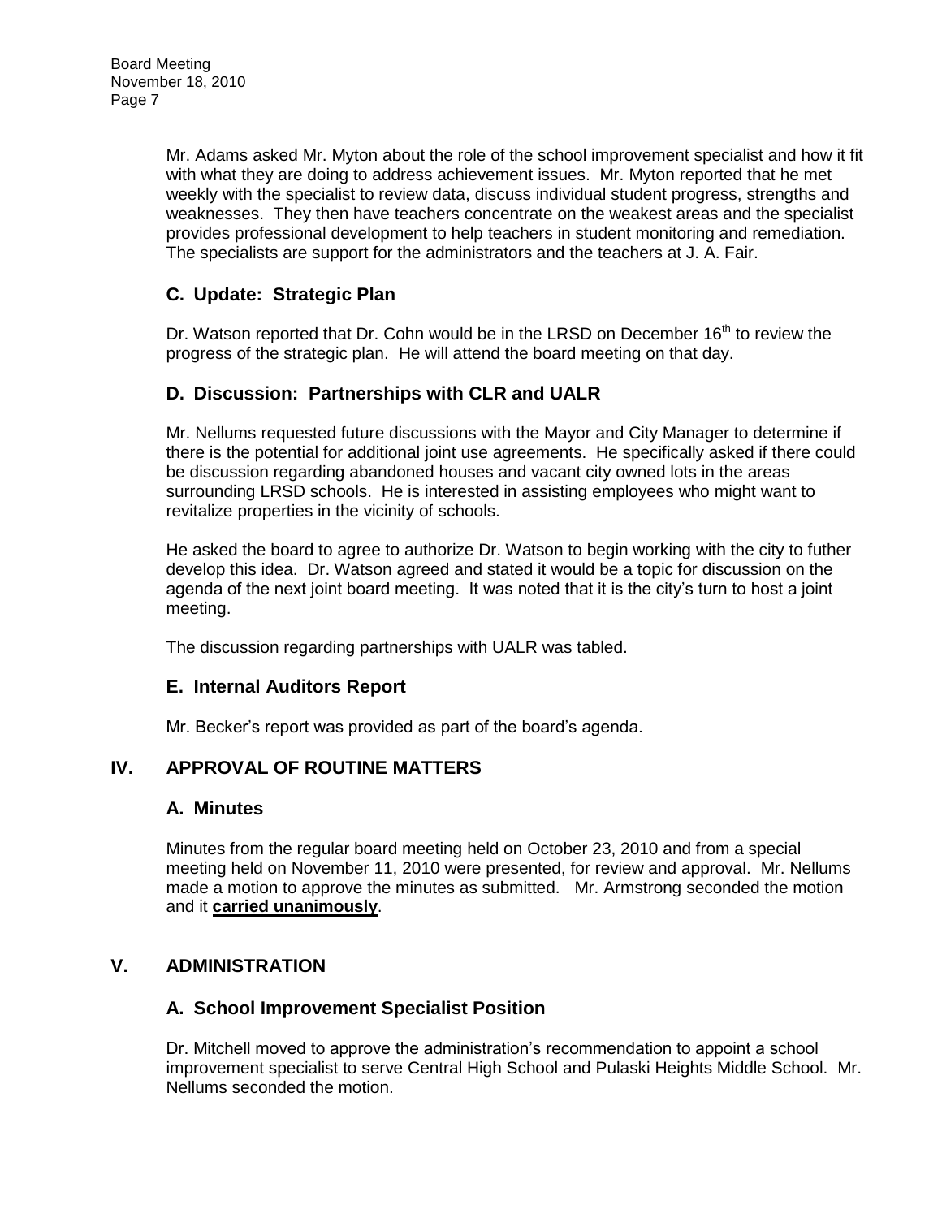Mr. Adams asked Mr. Myton about the role of the school improvement specialist and how it fit with what they are doing to address achievement issues. Mr. Myton reported that he met weekly with the specialist to review data, discuss individual student progress, strengths and weaknesses. They then have teachers concentrate on the weakest areas and the specialist provides professional development to help teachers in student monitoring and remediation. The specialists are support for the administrators and the teachers at J. A. Fair.

### C. Update: Strategic Plan

Dr. Watson reported that Dr. Cohn would be in the LRSD on December 16th to review the progress of the strategic plan. He will attend the board meeting on that day.

### D. Discussion: Partnerships with CLR and UALR

Mr. Nellums requested future discussions with the Mayor and City Manager to determine if there is the potential for additional joint use agreements. He specifically asked if there could be discussion regarding abandoned houses and vacant city owned lots in the areas surrounding LRSD schools. He is interested in assisting employees who might want to revitalize properties in the vicinity of schools.

He asked the board to agree to authorize Dr. Watson to begin working with the city to futher develop this idea. Dr. Watson agreed and stated it would be a topic for discussion on the agenda of the next joint board meeting. It was noted that it is the city's turn to host a joint meeting.

The discussion regarding partnerships with UALR was tabled.

### E. Internal Auditors Report

Mr. Becker's report was provided as part of the board's agenda.

## IV. APPROVAL OF ROUTINE MATTERS

### A. Minutes

Minutes from the regular board meeting held on October 23, 2010 and from a special meeting held on November 11, 2010 were presented, for review and approval. Mr. Nellums made a motion to approve the minutes as submitted. Mr. Armstrong seconded the motion and it **carried unanimously**.

## V. ADMINISTRATION

### A. School Improvement Specialist Position

Dr. Mitchell moved to approve the administration's recommendation to appoint a school improvement specialist to serve Central High School and Pulaski Heights Middle School. Mr. Nellums seconded the motion.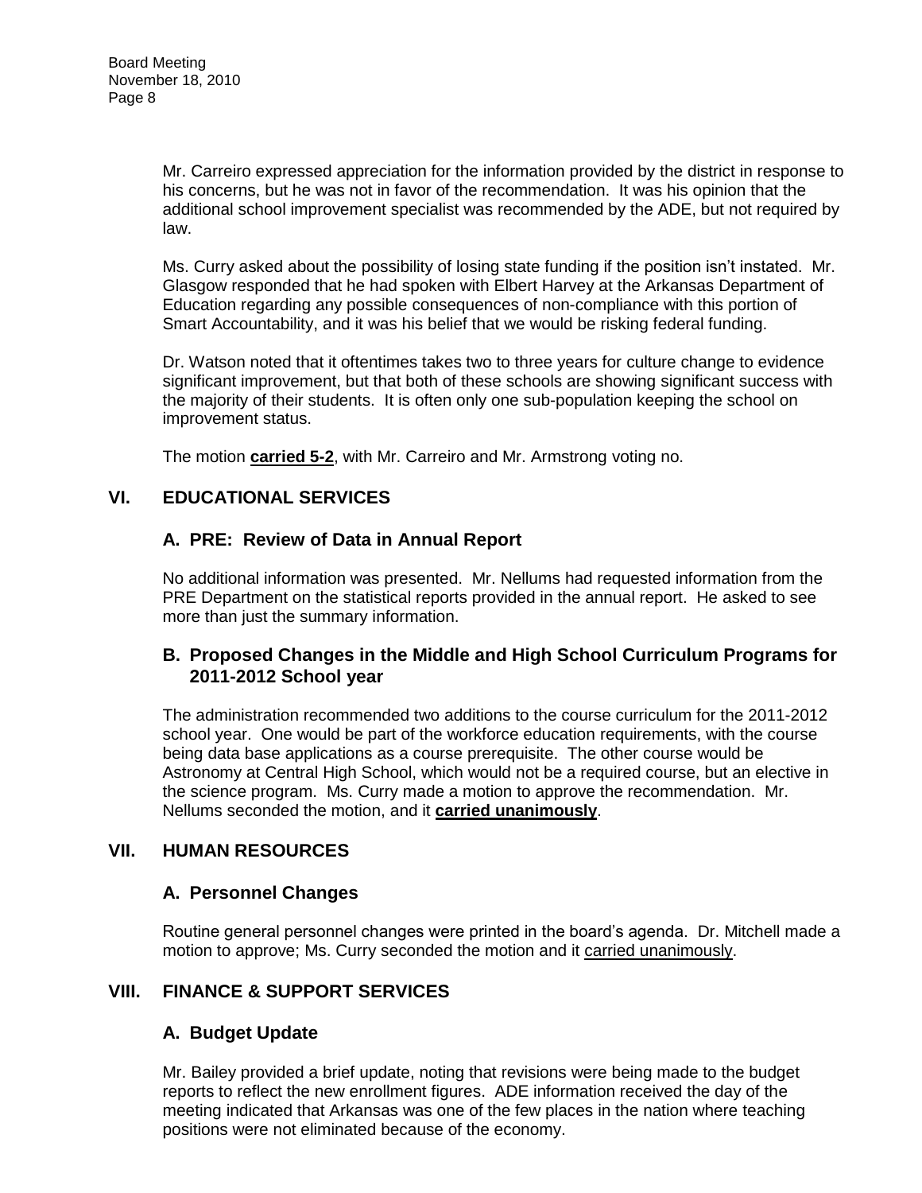Mr. Carreiro expressed appreciation for the information provided by the district in response to his concerns, but he was not in favor of the recommendation. It was his opinion that the additional school improvement specialist was recommended by the ADE, but not required by law.

Ms. Curry asked about the possibility of losing state funding if the position isn't instated. Mr. Glasgow responded that he had spoken with Elbert Harvey at the Arkansas Department of Education regarding any possible consequences of non-compliance with this portion of Smart Accountability, and it was his belief that we would be risking federal funding.

Dr. Watson noted that it oftentimes takes two to three years for culture change to evidence significant improvement, but that both of these schools are showing significant success with the majority of their students. It is often only one sub-population keeping the school on improvement status.

The motion **carried 5-2**, with Mr. Carreiro and Mr. Armstrong voting no.

## VI. EDUCATIONAL SERVICES

### A. PRE: Review of Data in Annual Report

No additional information was presented. Mr. Nellums had requested information from the PRE Department on the statistical reports provided in the annual report. He asked to see more than just the summary information.

### B. Proposed Changes in the Middle and High School Curriculum Programs for 2011-2012 School year

The administration recommended two additions to the course curriculum for the 2011-2012 school year. One would be part of the workforce education requirements, with the course being data base applications as a course prerequisite. The other course would be Astronomy at Central High School, which would not be a required course, but an elective in the science program. Ms. Curry made a motion to approve the recommendation. Mr. Nellums seconded the motion, and it **carried unanimously**.

## VII. HUMAN RESOURCES

### A. Personnel Changes

Routine general personnel changes were printed in the board's agenda. Dr. Mitchell made a motion to approve; Ms. Curry seconded the motion and it carried unanimously.

## VIII. FINANCE & SUPPORT SERVICES

### A. Budget Update

Mr. Bailey provided a brief update, noting that revisions were being made to the budget reports to reflect the new enrollment figures. ADE information received the day of the meeting indicated that Arkansas was one of the few places in the nation where teaching positions were not eliminated because of the economy.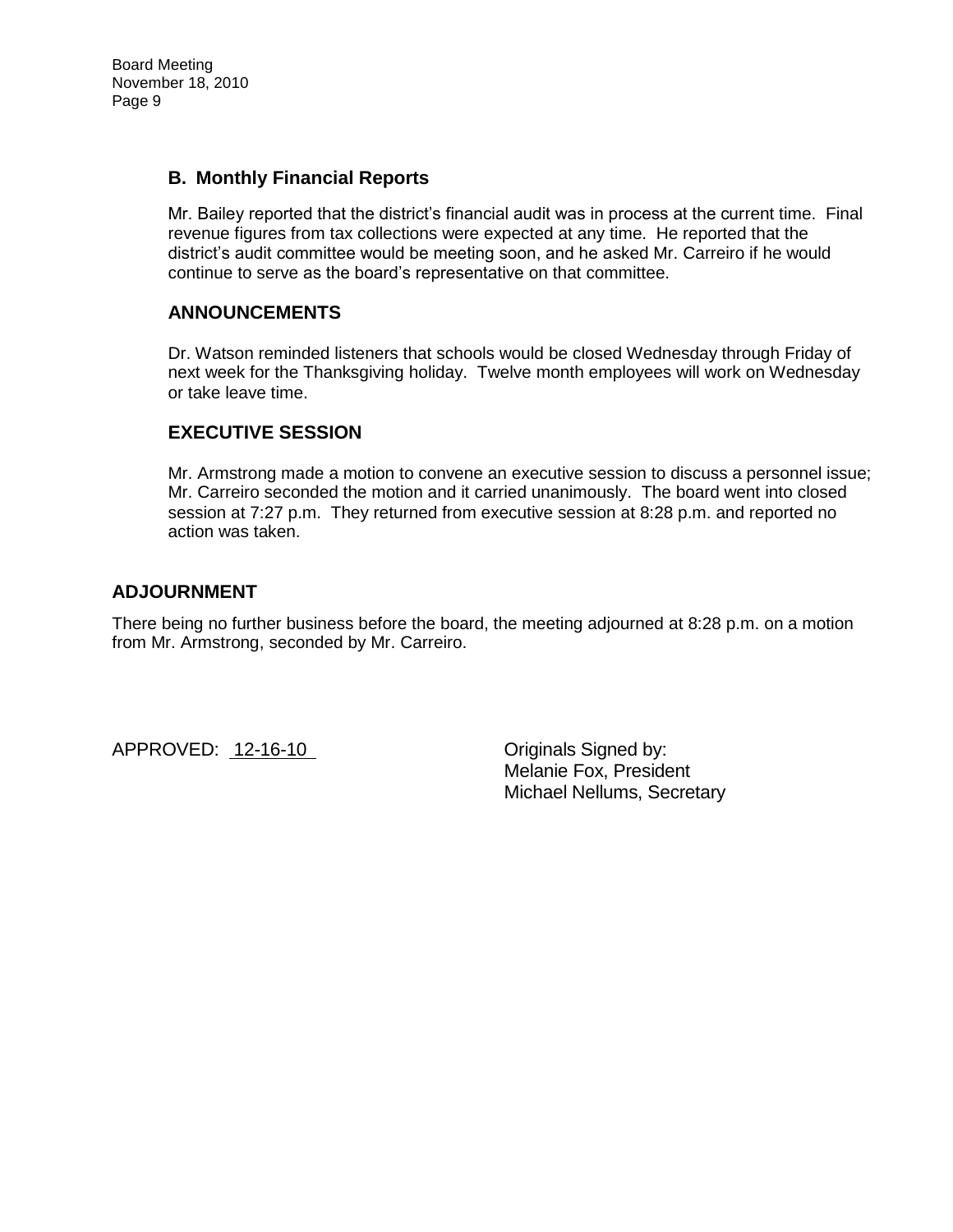### B. Monthly Financial Reports

Mr. Bailey reported that the district's financial audit was in process at the current time. Final revenue figures from tax collections were expected at any time. He reported that the district's audit committee would be meeting soon, and he asked Mr. Carreiro if he would continue to serve as the board's representative on that committee.

### ANNOUNCEMENTS

Dr. Watson reminded listeners that schools would be closed Wednesday through Friday of next week for the Thanksgiving holiday. Twelve month employees will work on Wednesday or take leave time.

### EXECUTIVE SESSION

Mr. Armstrong made a motion to convene an executive session to discuss a personnel issue; Mr. Carreiro seconded the motion and it carried unanimously. The board went into closed session at 7:27 p.m. They returned from executive session at 8:28 p.m. and reported no action was taken.

## ADJOURNMENT

There being no further business before the board, the meeting adjourned at 8:28 p.m. on a motion from Mr. Armstrong, seconded by Mr. Carreiro.

APPROVED: 12-16-10

Originals Signed by:
Melanie Fox, President
Michael Nellums, Secretary